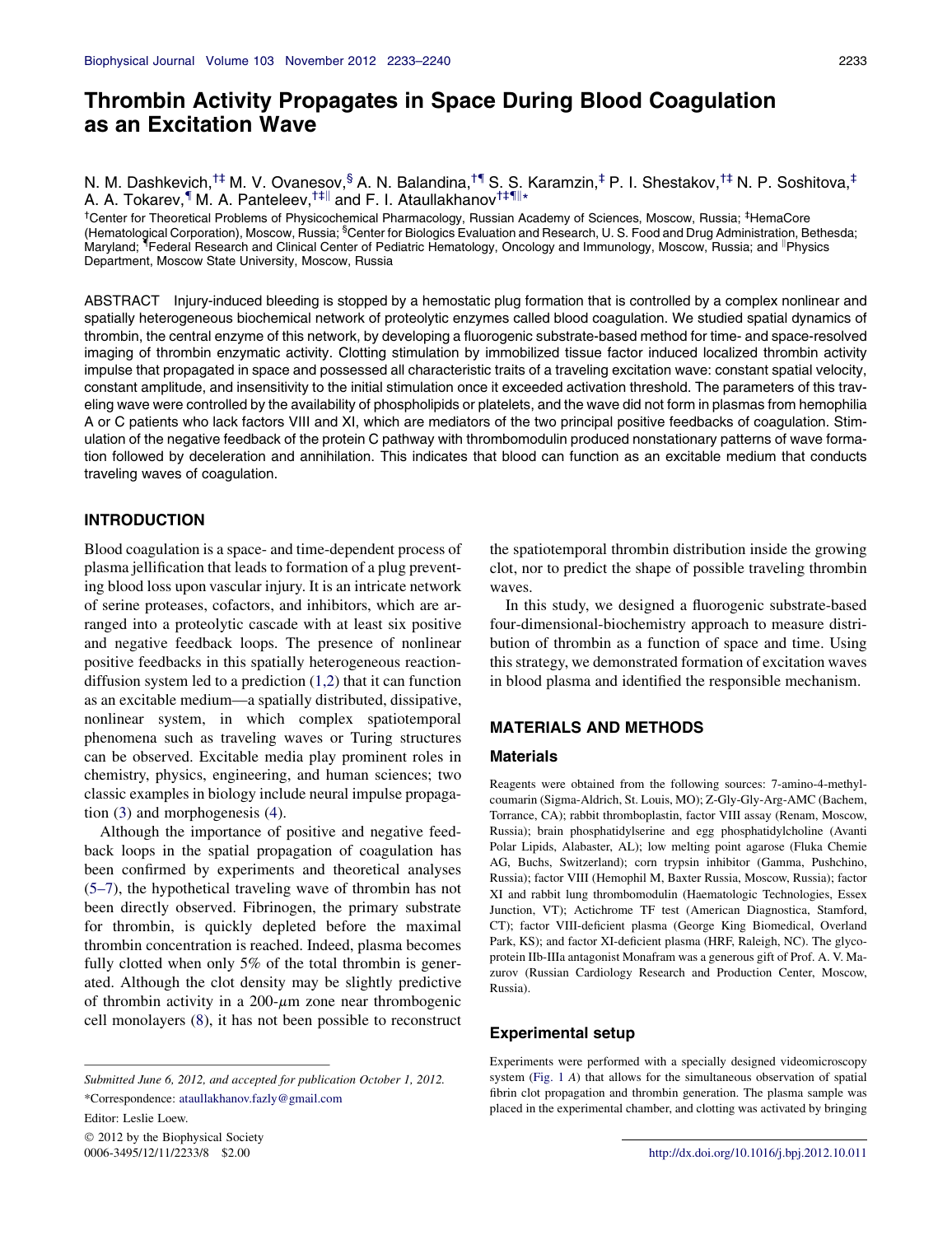# Thrombin Activity Propagates in Space During Blood Coagulation as an Excitation Wave

N. M. Dashkevich,[†‡] M. V. Ovanesov,[§] A. N. Balandina,[†¶] S. S. Karamzin,[‡] P. I. Shestakov,[†‡] N. P. Soshitova,[‡] A. A. Tokarev,[¶] M. A. Panteleev,[†‡‖] and F. I. Ataullakhanov[†‡¶‖*]

[†]Center for Theoretical Problems of Physicochemical Pharmacology, Russian Academy of Sciences, Moscow, Russia; [‡]HemaCore (Hematological Corporation), Moscow, Russia; [§]Center for Biologics Evaluation and Research, U. S. Food and Drug Administration, Bethesda; Maryland; [¶]Federal Research and Clinical Center of Pediatric Hematology, Oncology and Immunology, Moscow, Russia; and [‖]Physics Department, Moscow State University, Moscow, Russia

ABSTRACT Injury-induced bleeding is stopped by a hemostatic plug formation that is controlled by a complex nonlinear and spatially heterogeneous biochemical network of proteolytic enzymes called blood coagulation. We studied spatial dynamics of thrombin, the central enzyme of this network, by developing a fluorogenic substrate-based method for time- and space-resolved imaging of thrombin enzymatic activity. Clotting stimulation by immobilized tissue factor induced localized thrombin activity impulse that propagated in space and possessed all characteristic traits of a traveling excitation wave: constant spatial velocity, constant amplitude, and insensitivity to the initial stimulation once it exceeded activation threshold. The parameters of this traveling wave were controlled by the availability of phospholipids or platelets, and the wave did not form in plasmas from hemophilia A or C patients who lack factors VIII and XI, which are mediators of the two principal positive feedbacks of coagulation. Stimulation of the negative feedback of the protein C pathway with thrombomodulin produced nonstationary patterns of wave formation followed by deceleration and annihilation. This indicates that blood can function as an excitable medium that conducts traveling waves of coagulation.

## INTRODUCTION

Blood coagulation is a space- and time-dependent process of plasma jellification that leads to formation of a plug preventing blood loss upon vascular injury. It is an intricate network of serine proteases, cofactors, and inhibitors, which are arranged into a proteolytic cascade with at least six positive and negative feedback loops. The presence of nonlinear positive feedbacks in this spatially heterogeneous reaction-diffusion system led to a prediction (1,2) that it can function as an excitable medium—a spatially distributed, dissipative, nonlinear system, in which complex spatiotemporal phenomena such as traveling waves or Turing structures can be observed. Excitable media play prominent roles in chemistry, physics, engineering, and human sciences; two classic examples in biology include neural impulse propagation (3) and morphogenesis (4).

Although the importance of positive and negative feedback loops in the spatial propagation of coagulation has been confirmed by experiments and theoretical analyses (5–7), the hypothetical traveling wave of thrombin has not been directly observed. Fibrinogen, the primary substrate for thrombin, is quickly depleted before the maximal thrombin concentration is reached. Indeed, plasma becomes fully clotted when only 5% of the total thrombin is generated. Although the clot density may be slightly predictive of thrombin activity in a 200-$\mu$m zone near thrombogenic cell monolayers (8), it has not been possible to reconstruct the spatiotemporal thrombin distribution inside the growing clot, nor to predict the shape of possible traveling thrombin waves.

In this study, we designed a fluorogenic substrate-based four-dimensional-biochemistry approach to measure distribution of thrombin as a function of space and time. Using this strategy, we demonstrated formation of excitation waves in blood plasma and identified the responsible mechanism.

## MATERIALS AND METHODS

### Materials

Reagents were obtained from the following sources: 7-amino-4-methylcoumarin (Sigma-Aldrich, St. Louis, MO); Z-Gly-Gly-Arg-AMC (Bachem, Torrance, CA); rabbit thromboplastin, factor VIII assay (Renam, Moscow, Russia); brain phosphatidylserine and egg phosphatidylcholine (Avanti Polar Lipids, Alabaster, AL); low melting point agarose (Fluka Chemie AG, Buchs, Switzerland); corn trypsin inhibitor (Gamma, Pushchino, Russia); factor VIII (Hemophil M, Baxter Russia, Moscow, Russia); factor XI and rabbit lung thrombomodulin (Haematologic Technologies, Essex Junction, VT); Actichrome TF test (American Diagnostica, Stamford, CT); factor VIII-deficient plasma (George King Biomedical, Overland Park, KS); and factor XI-deficient plasma (HRF, Raleigh, NC). The glycoprotein IIb-IIIa antagonist Monafram was a generous gift of Prof. A. V. Mazurov (Russian Cardiology Research and Production Center, Moscow, Russia).

### Experimental setup

Experiments were performed with a specially designed videomicroscopy system (Fig. 1 A) that allows for the simultaneous observation of spatial fibrin clot propagation and thrombin generation. The plasma sample was placed in the experimental chamber, and clotting was activated by bringing

Submitted June 6, 2012, and accepted for publication October 1, 2012.

*Correspondence: ataullakhanov.fazly@gmail.com

Editor: Leslie Loew.

© 2012 by the Biophysical Society
0006-3495/12/11/2233/8 $2.00

http://dx.doi.org/10.1016/j.bpj.2012.10.011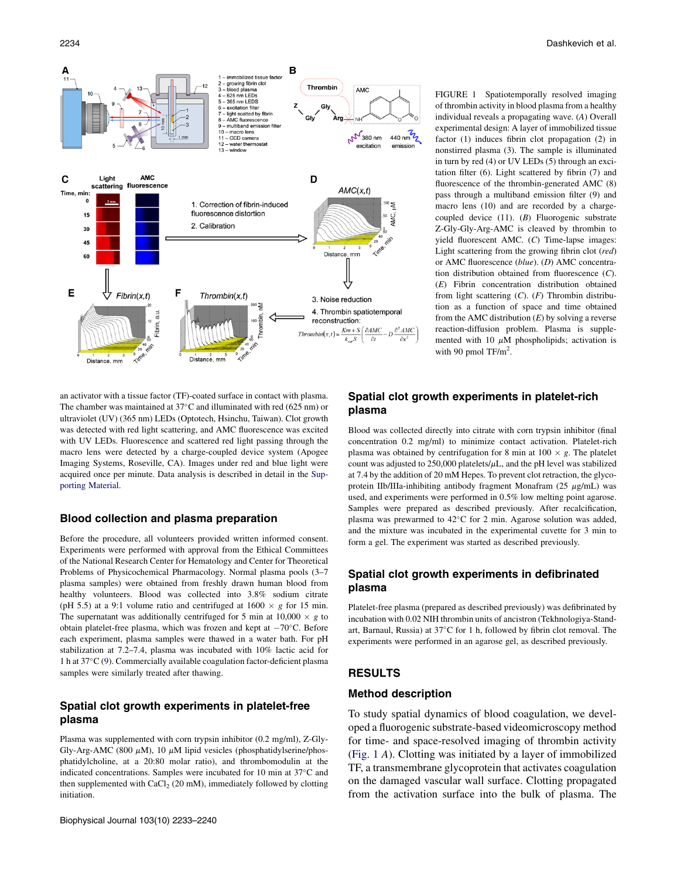FIGURE 1 Spatiotemporally resolved imaging of thrombin activity in blood plasma from a healthy individual reveals a propagating wave. (*A*) Overall experimental design: A layer of immobilized tissue factor (1) induces fibrin clot propagation (2) in nonstirred plasma (3). The sample is illuminated in turn by red (4) or UV LEDs (5) through an excitation filter (6). Light scattered by fibrin (7) and fluorescence of the thrombin-generated AMC (8) pass through a multiband emission filter (9) and macro lens (10) and are recorded by a charge-coupled device (11). (*B*) Fluorogenic substrate Z-Gly-Gly-Arg-AMC is cleaved by thrombin to yield fluorescent AMC. (*C*) Time-lapse images: Light scattering from the growing fibrin clot (*red*) or AMC fluorescence (*blue*). (*D*) AMC concentration distribution obtained from fluorescence (*C*). (*E*) Fibrin concentration distribution obtained from light scattering (*C*). (*F*) Thrombin distribution as a function of space and time obtained from the AMC distribution (*E*) by solving a reverse reaction-diffusion problem. Plasma is supplemented with 10 $\mu$M phospholipids; activation is with 90 pmol TF/m$^2$.

an activator with a tissue factor (TF)-coated surface in contact with plasma. The chamber was maintained at 37°C and illuminated with red (625 nm) or ultraviolet (UV) (365 nm) LEDs (Optotech, Hsinchu, Taiwan). Clot growth was detected with red light scattering, and AMC fluorescence was excited with UV LEDs. Fluorescence and scattered red light passing through the macro lens were detected by a charge-coupled device system (Apogee Imaging Systems, Roseville, CA). Images under red and blue light were acquired once per minute. Data analysis is described in detail in the Supporting Material.

## Blood collection and plasma preparation

Before the procedure, all volunteers provided written informed consent. Experiments were performed with approval from the Ethical Committees of the National Research Center for Hematology and Center for Theoretical Problems of Physicochemical Pharmacology. Normal plasma pools (3–7 plasma samples) were obtained from freshly drawn human blood from healthy volunteers. Blood was collected into 3.8% sodium citrate (pH 5.5) at a 9:1 volume ratio and centrifuged at 1600 × *g* for 15 min. The supernatant was additionally centrifuged for 5 min at 10,000 × *g* to obtain platelet-free plasma, which was frozen and kept at −70°C. Before each experiment, plasma samples were thawed in a water bath. For pH stabilization at 7.2–7.4, plasma was incubated with 10% lactic acid for 1 h at 37°C (9). Commercially available coagulation factor-deficient plasma samples were similarly treated after thawing.

## Spatial clot growth experiments in platelet-free plasma

Plasma was supplemented with corn trypsin inhibitor (0.2 mg/ml), Z-Gly-Gly-Arg-AMC (800 $\mu$M), 10 $\mu$M lipid vesicles (phosphatidylserine/phosphatidylcholine, at a 20:80 molar ratio), and thrombomodulin at the indicated concentrations. Samples were incubated for 10 min at 37°C and then supplemented with $CaCl_2$ (20 mM), immediately followed by clotting initiation.

## Spatial clot growth experiments in platelet-rich plasma

Blood was collected directly into citrate with corn trypsin inhibitor (final concentration 0.2 mg/ml) to minimize contact activation. Platelet-rich plasma was obtained by centrifugation for 8 min at 100 × *g*. The platelet count was adjusted to 250,000 platelets/$\mu$L, and the pH level was stabilized at 7.4 by the addition of 20 mM Hepes. To prevent clot retraction, the glycoprotein IIb/IIIa-inhibiting antibody fragment Monafram (25 $\mu$g/mL) was used, and experiments were performed in 0.5% low melting point agarose. Samples were prepared as described previously. After recalcification, plasma was prewarmed to 42°C for 2 min. Agarose solution was added, and the mixture was incubated in the experimental cuvette for 3 min to form a gel. The experiment was started as described previously.

## Spatial clot growth experiments in defibrinated plasma

Platelet-free plasma (prepared as described previously) was defibrinated by incubation with 0.02 NIH thrombin units of ancistron (Tekhnologiya-Standart, Barnaul, Russia) at 37°C for 1 h, followed by fibrin clot removal. The experiments were performed in an agarose gel, as described previously.

# RESULTS

## Method description

To study spatial dynamics of blood coagulation, we developed a fluorogenic substrate-based videomicroscopy method for time- and space-resolved imaging of thrombin activity (Fig. 1 *A*). Clotting was initiated by a layer of immobilized TF, a transmembrane glycoprotein that activates coagulation on the damaged vascular wall surface. Clotting propagated from the activation surface into the bulk of plasma. The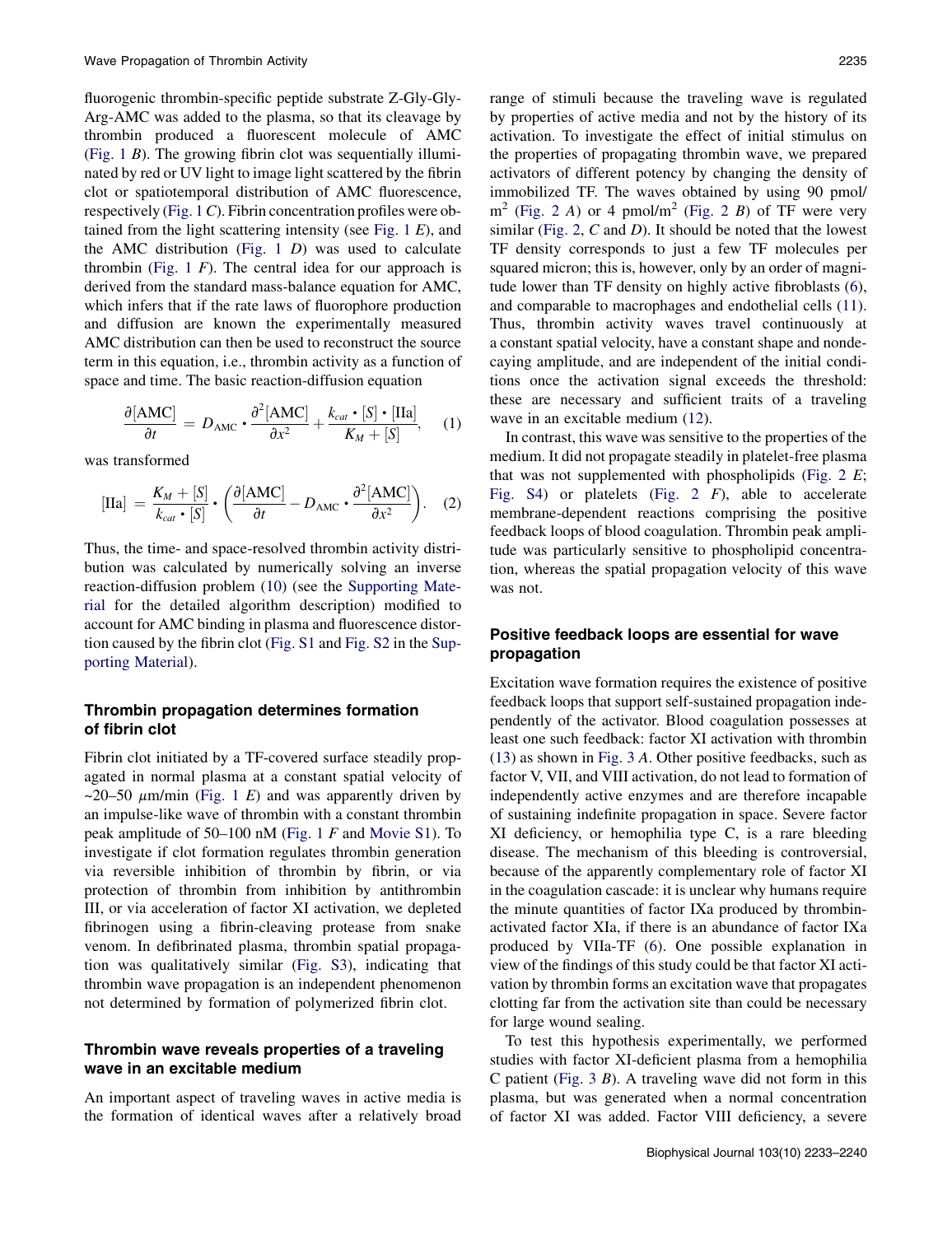fluorogenic thrombin-specific peptide substrate Z-Gly-Gly-Arg-AMC was added to the plasma, so that its cleavage by thrombin produced a fluorescent molecule of AMC (Fig. 1 *B*). The growing fibrin clot was sequentially illuminated by red or UV light to image light scattered by the fibrin clot or spatiotemporal distribution of AMC fluorescence, respectively (Fig. 1 *C*). Fibrin concentration profiles were obtained from the light scattering intensity (see Fig. 1 *E*), and the AMC distribution (Fig. 1 *D*) was used to calculate thrombin (Fig. 1 *F*). The central idea for our approach is derived from the standard mass-balance equation for AMC, which infers that if the rate laws of fluorophore production and diffusion are known the experimentally measured AMC distribution can then be used to reconstruct the source term in this equation, i.e., thrombin activity as a function of space and time. The basic reaction-diffusion equation

$$\frac{\partial [\mathrm{AMC}]}{\partial t} = D_{\mathrm{AMC}} \cdot \frac{\partial^2 [\mathrm{AMC}]}{\partial x^2} + \frac{k_{cat} \cdot [S] \cdot [\mathrm{IIa}]}{K_M + [S]}, \quad (1)$$

was transformed

$$[\mathrm{IIa}] = \frac{K_M + [S]}{k_{cat} \cdot [S]} \cdot \left( \frac{\partial [\mathrm{AMC}]}{\partial t} - D_{\mathrm{AMC}} \cdot \frac{\partial^2 [\mathrm{AMC}]}{\partial x^2} \right). \quad (2)$$

Thus, the time- and space-resolved thrombin activity distribution was calculated by numerically solving an inverse reaction-diffusion problem (10) (see the Supporting Material for the detailed algorithm description) modified to account for AMC binding in plasma and fluorescence distortion caused by the fibrin clot (Fig. S1 and Fig. S2 in the Supporting Material).

## Thrombin propagation determines formation of fibrin clot

Fibrin clot initiated by a TF-covered surface steadily propagated in normal plasma at a constant spatial velocity of ~20–50 $\mu$m/min (Fig. 1 *E*) and was apparently driven by an impulse-like wave of thrombin with a constant thrombin peak amplitude of 50–100 nM (Fig. 1 *F* and Movie S1). To investigate if clot formation regulates thrombin generation via reversible inhibition of thrombin by fibrin, or via protection of thrombin from inhibition by antithrombin III, or via acceleration of factor XI activation, we depleted fibrinogen using a fibrin-cleaving protease from snake venom. In defibrinated plasma, thrombin spatial propagation was qualitatively similar (Fig. S3), indicating that thrombin wave propagation is an independent phenomenon not determined by formation of polymerized fibrin clot.

## Thrombin wave reveals properties of a traveling wave in an excitable medium

An important aspect of traveling waves in active media is the formation of identical waves after a relatively broad range of stimuli because the traveling wave is regulated by properties of active media and not by the history of its activation. To investigate the effect of initial stimulus on the properties of propagating thrombin wave, we prepared activators of different potency by changing the density of immobilized TF. The waves obtained by using 90 pmol/m$^2$ (Fig. 2 *A*) or 4 pmol/m$^2$ (Fig. 2 *B*) of TF were very similar (Fig. 2, *C* and *D*). It should be noted that the lowest TF density corresponds to just a few TF molecules per squared micron; this is, however, only by an order of magnitude lower than TF density on highly active fibroblasts (6), and comparable to macrophages and endothelial cells (11). Thus, thrombin activity waves travel continuously at a constant spatial velocity, have a constant shape and nondecaying amplitude, and are independent of the initial conditions once the activation signal exceeds the threshold: these are necessary and sufficient traits of a traveling wave in an excitable medium (12).

In contrast, this wave was sensitive to the properties of the medium. It did not propagate steadily in platelet-free plasma that was not supplemented with phospholipids (Fig. 2 *E*; Fig. S4) or platelets (Fig. 2 *F*), able to accelerate membrane-dependent reactions comprising the positive feedback loops of blood coagulation. Thrombin peak amplitude was particularly sensitive to phospholipid concentration, whereas the spatial propagation velocity of this wave was not.

## Positive feedback loops are essential for wave propagation

Excitation wave formation requires the existence of positive feedback loops that support self-sustained propagation independently of the activator. Blood coagulation possesses at least one such feedback: factor XI activation with thrombin (13) as shown in Fig. 3 *A*. Other positive feedbacks, such as factor V, VII, and VIII activation, do not lead to formation of independently active enzymes and are therefore incapable of sustaining indefinite propagation in space. Severe factor XI deficiency, or hemophilia type C, is a rare bleeding disease. The mechanism of this bleeding is controversial, because of the apparently complementary role of factor XI in the coagulation cascade: it is unclear why humans require the minute quantities of factor IXa produced by thrombin-activated factor XIa, if there is an abundance of factor IXa produced by VIIa-TF (6). One possible explanation in view of the findings of this study could be that factor XI activation by thrombin forms an excitation wave that propagates clotting far from the activation site than could be necessary for large wound sealing.

To test this hypothesis experimentally, we performed studies with factor XI-deficient plasma from a hemophilia C patient (Fig. 3 *B*). A traveling wave did not form in this plasma, but was generated when a normal concentration of factor XI was added. Factor VIII deficiency, a severe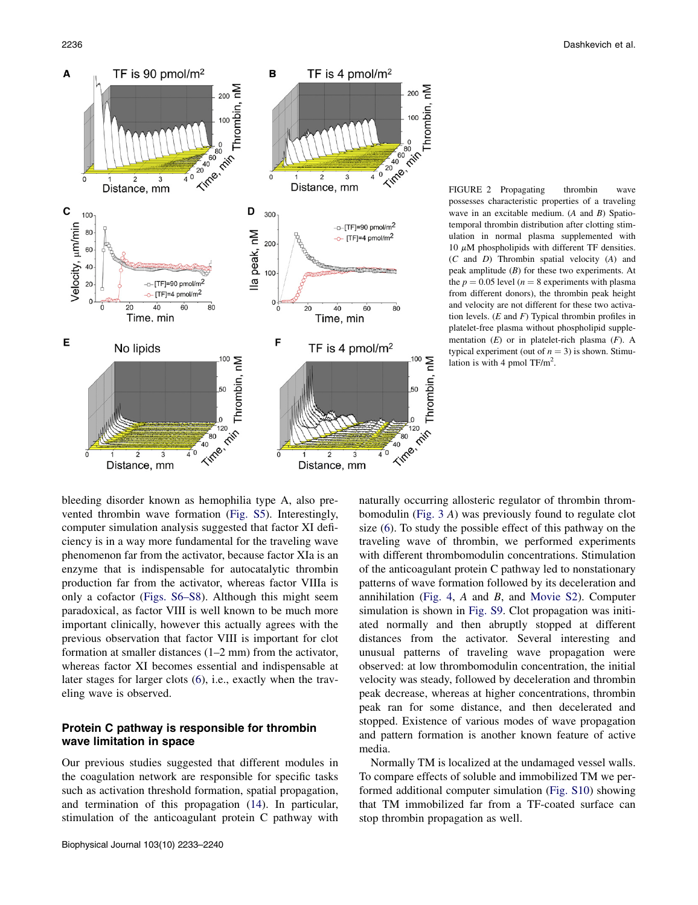A TF is 90 pmol/m²

B TF is 4 pmol/m²

Thrombin, nM

200

100

0

Time, min

80

60

40

20

0

Distance, mm

0 1 2 3 4

C

Velocity, µm/min

100

80

60

40

20

0

Time, min

0 20 40 60 80

[TF]=90 pmol/m²

[TF]=4 pmol/m²

D

IIa peak, nM

300

200

100

0

Time, min

0 20 40 60 80

[TF]=90 pmol/m²

[TF]=4 pmol/m²

E No lipids

F TF is 4 pmol/m²

Thrombin, nM

100

50

0

Time, min

120

80

40

0

Distance, mm

0 1 2 3 4

FIGURE 2 Propagating thrombin wave possesses characteristic properties of a traveling wave in an excitable medium. (*A* and *B*) Spatiotemporal thrombin distribution after clotting stimulation in normal plasma supplemented with 10 $\mu$M phospholipids with different TF densities. (*C* and *D*) Thrombin spatial velocity (*A*) and peak amplitude (*B*) for these two experiments. At the $p = 0.05$ level ($n = 8$ experiments with plasma from different donors), the thrombin peak height and velocity are not different for these two activation levels. (*E* and *F*) Typical thrombin profiles in platelet-free plasma without phospholipid supplementation (*E*) or in platelet-rich plasma (*F*). A typical experiment (out of $n = 3$) is shown. Stimulation is with 4 pmol TF/m$^2$.

bleeding disorder known as hemophilia type A, also prevented thrombin wave formation (Fig. S5). Interestingly, computer simulation analysis suggested that factor XI deficiency is in a way more fundamental for the traveling wave phenomenon far from the activator, because factor XIa is an enzyme that is indispensable for autocatalytic thrombin production far from the activator, whereas factor VIIIa is only a cofactor (Figs. S6–S8). Although this might seem paradoxical, as factor VIII is well known to be much more important clinically, however this actually agrees with the previous observation that factor VIII is important for clot formation at smaller distances (1–2 mm) from the activator, whereas factor XI becomes essential and indispensable at later stages for larger clots (6), i.e., exactly when the traveling wave is observed.

## Protein C pathway is responsible for thrombin wave limitation in space

Our previous studies suggested that different modules in the coagulation network are responsible for specific tasks such as activation threshold formation, spatial propagation, and termination of this propagation (14). In particular, stimulation of the anticoagulant protein C pathway with naturally occurring allosteric regulator of thrombin thrombomodulin (Fig. 3 *A*) was previously found to regulate clot size (6). To study the possible effect of this pathway on the traveling wave of thrombin, we performed experiments with different thrombomodulin concentrations. Stimulation of the anticoagulant protein C pathway led to nonstationary patterns of wave formation followed by its deceleration and annihilation (Fig. 4, *A* and *B*, and Movie S2). Computer simulation is shown in Fig. S9. Clot propagation was initiated normally and then abruptly stopped at different distances from the activator. Several interesting and unusual patterns of traveling wave propagation were observed: at low thrombomodulin concentration, the initial velocity was steady, followed by deceleration and thrombin peak decrease, whereas at higher concentrations, thrombin peak ran for some distance, and then decelerated and stopped. Existence of various modes of wave propagation and pattern formation is another known feature of active media.

Normally TM is localized at the undamaged vessel walls. To compare effects of soluble and immobilized TM we performed additional computer simulation (Fig. S10) showing that TM immobilized far from a TF-coated surface can stop thrombin propagation as well.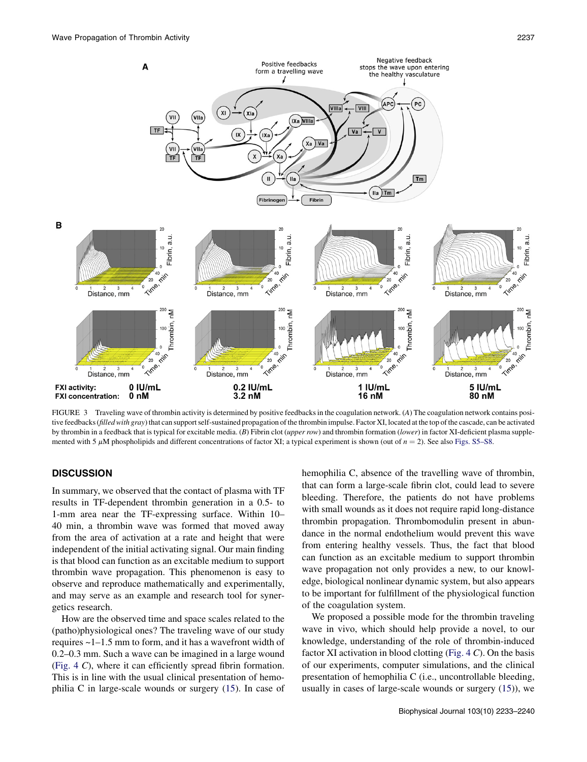A

Positive feedbacks form a travelling wave

Negative feedback stops the wave upon entering the healthy vasculature

VII, VIIa, TF, XI, XIa, IX, IXa, X, Xa, II, IIa, VIIIa, VIII, IXa VIIIa, Xa Va, Va, V, APC, PC, Tm, IIa Tm, Fibrinogen, Fibrin

B

Fibrin, a.u.

Thrombin, nM

Distance, mm

Time, min

FXI activity: 0 IU/mL, 0.2 IU/mL, 1 IU/mL, 5 IU/mL

FXI concentration: 0 nM, 3.2 nM, 16 nM, 80 nM

FIGURE 3 Traveling wave of thrombin activity is determined by positive feedbacks in the coagulation network. (*A*) The coagulation network contains positive feedbacks (*filled with gray*) that can support self-sustained propagation of the thrombin impulse. Factor XI, located at the top of the cascade, can be activated by thrombin in a feedback that is typical for excitable media. (*B*) Fibrin clot (*upper row*) and thrombin formation (*lower*) in factor XI-deficient plasma supplemented with 5 $\mu$M phospholipids and different concentrations of factor XI; a typical experiment is shown (out of $n = 2$). See also Figs. S5–S8.

## DISCUSSION

In summary, we observed that the contact of plasma with TF results in TF-dependent thrombin generation in a 0.5- to 1-mm area near the TF-expressing surface. Within 10–40 min, a thrombin wave was formed that moved away from the area of activation at a rate and height that were independent of the initial activating signal. Our main finding is that blood can function as an excitable medium to support thrombin wave propagation. This phenomenon is easy to observe and reproduce mathematically and experimentally, and may serve as an example and research tool for synergetics research.

How are the observed time and space scales related to the (patho)physiological ones? The traveling wave of our study requires ~1–1.5 mm to form, and it has a wavefront width of 0.2–0.3 mm. Such a wave can be imagined in a large wound (Fig. 4 *C*), where it can efficiently spread fibrin formation. This is in line with the usual clinical presentation of hemophilia C in large-scale wounds or surgery (15). In case of hemophilia C, absence of the travelling wave of thrombin, that can form a large-scale fibrin clot, could lead to severe bleeding. Therefore, the patients do not have problems with small wounds as it does not require rapid long-distance thrombin propagation. Thrombomodulin present in abundance in the normal endothelium would prevent this wave from entering healthy vessels. Thus, the fact that blood can function as an excitable medium to support thrombin wave propagation not only provides a new, to our knowledge, biological nonlinear dynamic system, but also appears to be important for fulfillment of the physiological function of the coagulation system.

We proposed a possible mode for the thrombin traveling wave in vivo, which should help provide a novel, to our knowledge, understanding of the role of thrombin-induced factor XI activation in blood clotting (Fig. 4 *C*). On the basis of our experiments, computer simulations, and the clinical presentation of hemophilia C (i.e., uncontrollable bleeding, usually in cases of large-scale wounds or surgery (15)), we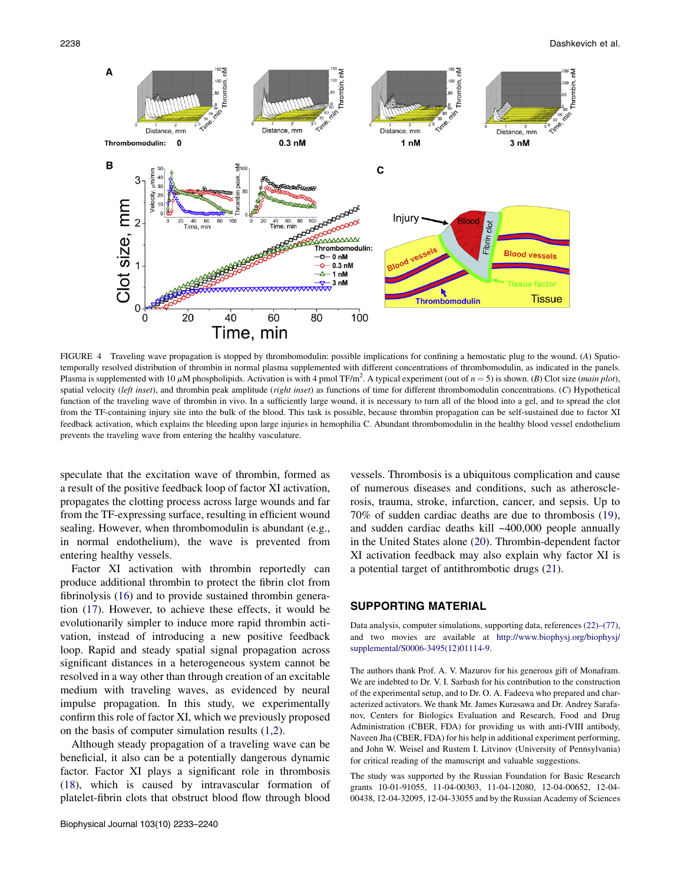A

Thrombomodulin: 0

0.3 nM

1 nM

3 nM

Thrombin, nM

Distance, mm

Time, min

B

Clot size, mm

Time, min

Velocity, µm/min

Thrombin peak, nM

Thrombomodulin:

0 nM

0.3 nM

1 nM

3 nM

C

Injury

Blood

Fibrin clot

Blood vessels

Blood vessels

Tissue factor

Thrombomodulin

Tissue

FIGURE 4 Traveling wave propagation is stopped by thrombomodulin: possible implications for confining a hemostatic plug to the wound. (*A*) Spatio-temporally resolved distribution of thrombin in normal plasma supplemented with different concentrations of thrombomodulin, as indicated in the panels. Plasma is supplemented with 10 $\mu$M phospholipids. Activation is with 4 pmol TF/m$^2$. A typical experiment (out of $n = 5$) is shown. (*B*) Clot size (*main plot*), spatial velocity (*left inset*), and thrombin peak amplitude (*right inset*) as functions of time for different thrombomodulin concentrations. (*C*) Hypothetical function of the traveling wave of thrombin in vivo. In a sufficiently large wound, it is necessary to turn all of the blood into a gel, and to spread the clot from the TF-containing injury site into the bulk of the blood. This task is possible, because thrombin propagation can be self-sustained due to factor XI feedback activation, which explains the bleeding upon large injuries in hemophilia C. Abundant thrombomodulin in the healthy blood vessel endothelium prevents the traveling wave from entering the healthy vasculature.

speculate that the excitation wave of thrombin, formed as a result of the positive feedback loop of factor XI activation, propagates the clotting process across large wounds and far from the TF-expressing surface, resulting in efficient wound sealing. However, when thrombomodulin is abundant (e.g., in normal endothelium), the wave is prevented from entering healthy vessels.

Factor XI activation with thrombin reportedly can produce additional thrombin to protect the fibrin clot from fibrinolysis (16) and to provide sustained thrombin generation (17). However, to achieve these effects, it would be evolutionarily simpler to induce more rapid thrombin activation, instead of introducing a new positive feedback loop. Rapid and steady spatial signal propagation across significant distances in a heterogeneous system cannot be resolved in a way other than through creation of an excitable medium with traveling waves, as evidenced by neural impulse propagation. In this study, we experimentally confirm this role of factor XI, which we previously proposed on the basis of computer simulation results (1,2).

Although steady propagation of a traveling wave can be beneficial, it also can be a potentially dangerous dynamic factor. Factor XI plays a significant role in thrombosis (18), which is caused by intravascular formation of platelet-fibrin clots that obstruct blood flow through blood vessels. Thrombosis is a ubiquitous complication and cause of numerous diseases and conditions, such as atherosclerosis, trauma, stroke, infarction, cancer, and sepsis. Up to 70% of sudden cardiac deaths are due to thrombosis (19), and sudden cardiac deaths kill ~400,000 people annually in the United States alone (20). Thrombin-dependent factor XI activation feedback may also explain why factor XI is a potential target of antithrombotic drugs (21).

## SUPPORTING MATERIAL

Data analysis, computer simulations, supporting data, references (22)–(77), and two movies are available at http://www.biophysj.org/biophysj/supplemental/S0006-3495(12)01114-9.

The authors thank Prof. A. V. Mazurov for his generous gift of Monafram. We are indebted to Dr. V. I. Sarbash for his contribution to the construction of the experimental setup, and to Dr. O. A. Fadeeva who prepared and characterized activators. We thank Mr. James Kurasawa and Dr. Andrey Sarafanov, Centers for Biologics Evaluation and Research, Food and Drug Administration (CBER, FDA) for providing us with anti-fVIII antibody, Naveen Jha (CBER, FDA) for his help in additional experiment performing, and John W. Weisel and Rustem I. Litvinov (University of Pennsylvania) for critical reading of the manuscript and valuable suggestions.

The study was supported by the Russian Foundation for Basic Research grants 10-01-91055, 11-04-00303, 11-04-12080, 12-04-00652, 12-04-00438, 12-04-32095, 12-04-33055 and by the Russian Academy of Sciences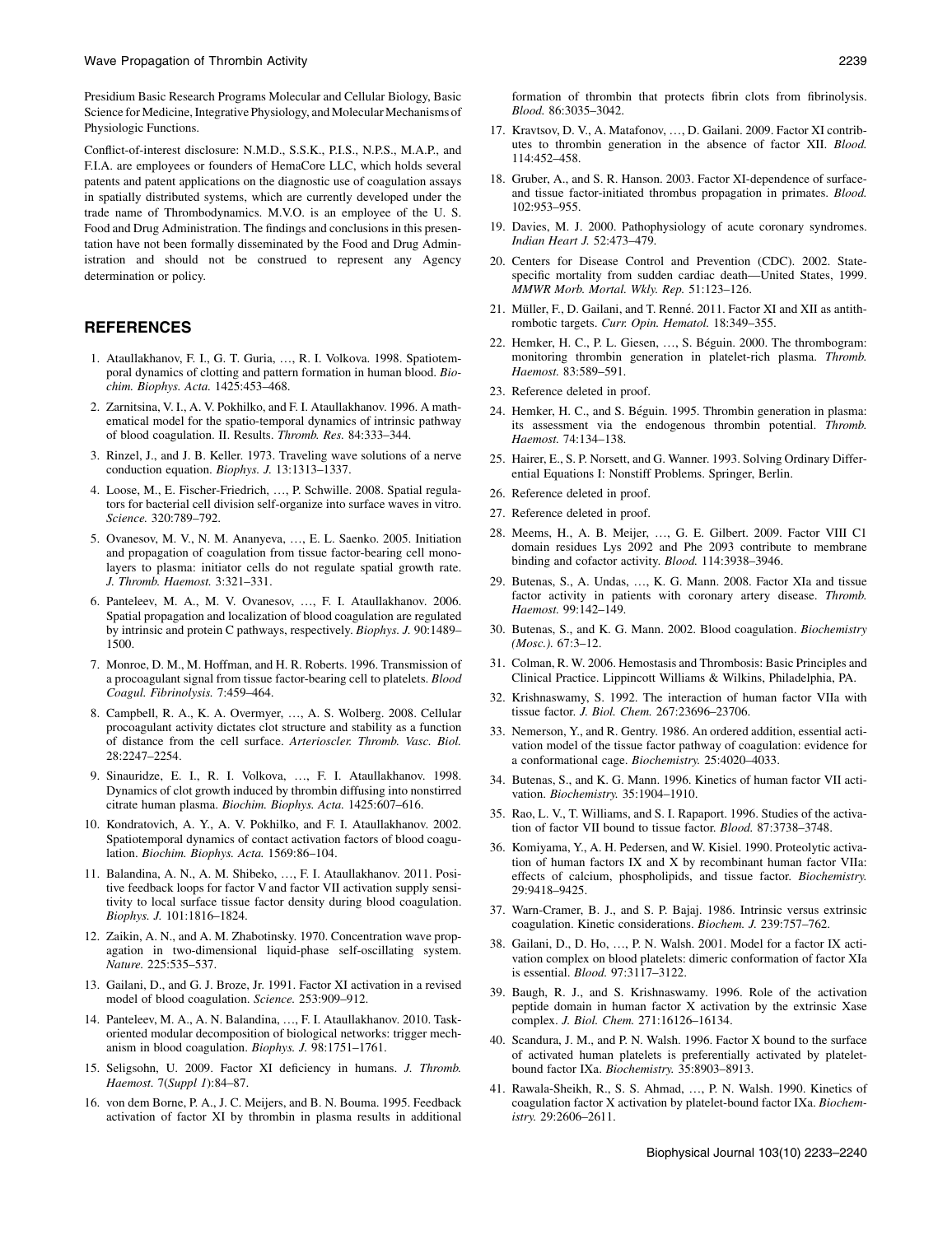Presidium Basic Research Programs Molecular and Cellular Biology, Basic Science for Medicine, Integrative Physiology, and Molecular Mechanisms of Physiologic Functions.

Conflict-of-interest disclosure: N.M.D., S.S.K., P.I.S., N.P.S., M.A.P., and F.I.A. are employees or founders of HemaCore LLC, which holds several patents and patent applications on the diagnostic use of coagulation assays in spatially distributed systems, which are currently developed under the trade name of Thrombodynamics. M.V.O. is an employee of the U. S. Food and Drug Administration. The findings and conclusions in this presentation have not been formally disseminated by the Food and Drug Administration and should not be construed to represent any Agency determination or policy.

## REFERENCES

1. Ataullakhanov, F. I., G. T. Guria, …, R. I. Volkova. 1998. Spatiotemporal dynamics of clotting and pattern formation in human blood. *Biochim. Biophys. Acta.* 1425:453–468.
2. Zarnitsina, V. I., A. V. Pokhilko, and F. I. Ataullakhanov. 1996. A mathematical model for the spatio-temporal dynamics of intrinsic pathway of blood coagulation. II. Results. *Thromb. Res.* 84:333–344.
3. Rinzel, J., and J. B. Keller. 1973. Traveling wave solutions of a nerve conduction equation. *Biophys. J.* 13:1313–1337.
4. Loose, M., E. Fischer-Friedrich, …, P. Schwille. 2008. Spatial regulators for bacterial cell division self-organize into surface waves in vitro. *Science.* 320:789–792.
5. Ovanesov, M. V., N. M. Ananyeva, …, E. L. Saenko. 2005. Initiation and propagation of coagulation from tissue factor-bearing cell monolayers to plasma: initiator cells do not regulate spatial growth rate. *J. Thromb. Haemost.* 3:321–331.
6. Panteleev, M. A., M. V. Ovanesov, …, F. I. Ataullakhanov. 2006. Spatial propagation and localization of blood coagulation are regulated by intrinsic and protein C pathways, respectively. *Biophys. J.* 90:1489–1500.
7. Monroe, D. M., M. Hoffman, and H. R. Roberts. 1996. Transmission of a procoagulant signal from tissue factor-bearing cell to platelets. *Blood Coagul. Fibrinolysis.* 7:459–464.
8. Campbell, R. A., K. A. Overmyer, …, A. S. Wolberg. 2008. Cellular procoagulant activity dictates clot structure and stability as a function of distance from the cell surface. *Arterioscler. Thromb. Vasc. Biol.* 28:2247–2254.
9. Sinauridze, E. I., R. I. Volkova, …, F. I. Ataullakhanov. 1998. Dynamics of clot growth induced by thrombin diffusing into nonstirred citrate human plasma. *Biochim. Biophys. Acta.* 1425:607–616.
10. Kondratovich, A. Y., A. V. Pokhilko, and F. I. Ataullakhanov. 2002. Spatiotemporal dynamics of contact activation factors of blood coagulation. *Biochim. Biophys. Acta.* 1569:86–104.
11. Balandina, A. N., A. M. Shibeko, …, F. I. Ataullakhanov. 2011. Positive feedback loops for factor V and factor VII activation supply sensitivity to local surface tissue factor density during blood coagulation. *Biophys. J.* 101:1816–1824.
12. Zaikin, A. N., and A. M. Zhabotinsky. 1970. Concentration wave propagation in two-dimensional liquid-phase self-oscillating system. *Nature.* 225:535–537.
13. Gailani, D., and G. J. Broze, Jr. 1991. Factor XI activation in a revised model of blood coagulation. *Science.* 253:909–912.
14. Panteleev, M. A., A. N. Balandina, …, F. I. Ataullakhanov. 2010. Task-oriented modular decomposition of biological networks: trigger mechanism in blood coagulation. *Biophys. J.* 98:1751–1761.
15. Seligsohn, U. 2009. Factor XI deficiency in humans. *J. Thromb. Haemost.* 7(*Suppl 1*):84–87.
16. von dem Borne, P. A., J. C. Meijers, and B. N. Bouma. 1995. Feedback activation of factor XI by thrombin in plasma results in additional formation of thrombin that protects fibrin clots from fibrinolysis. *Blood.* 86:3035–3042.
17. Kravtsov, D. V., A. Matafonov, …, D. Gailani. 2009. Factor XI contributes to thrombin generation in the absence of factor XII. *Blood.* 114:452–458.
18. Gruber, A., and S. R. Hanson. 2003. Factor XI-dependence of surface- and tissue factor-initiated thrombus propagation in primates. *Blood.* 102:953–955.
19. Davies, M. J. 2000. Pathophysiology of acute coronary syndromes. *Indian Heart J.* 52:473–479.
20. Centers for Disease Control and Prevention (CDC). 2002. State-specific mortality from sudden cardiac death—United States, 1999. *MMWR Morb. Mortal. Wkly. Rep.* 51:123–126.
21. Müller, F., D. Gailani, and T. Renné. 2011. Factor XI and XII as antithrombotic targets. *Curr. Opin. Hematol.* 18:349–355.
22. Hemker, H. C., P. L. Giesen, …, S. Béguin. 2000. The thrombogram: monitoring thrombin generation in platelet-rich plasma. *Thromb. Haemost.* 83:589–591.
23. Reference deleted in proof.
24. Hemker, H. C., and S. Béguin. 1995. Thrombin generation in plasma: its assessment via the endogenous thrombin potential. *Thromb. Haemost.* 74:134–138.
25. Hairer, E., S. P. Norsett, and G. Wanner. 1993. Solving Ordinary Differential Equations I: Nonstiff Problems. Springer, Berlin.
26. Reference deleted in proof.
27. Reference deleted in proof.
28. Meems, H., A. B. Meijer, …, G. E. Gilbert. 2009. Factor VIII C1 domain residues Lys 2092 and Phe 2093 contribute to membrane binding and cofactor activity. *Blood.* 114:3938–3946.
29. Butenas, S., A. Undas, …, K. G. Mann. 2008. Factor XIa and tissue factor activity in patients with coronary artery disease. *Thromb. Haemost.* 99:142–149.
30. Butenas, S., and K. G. Mann. 2002. Blood coagulation. *Biochemistry (Mosc.).* 67:3–12.
31. Colman, R. W. 2006. Hemostasis and Thrombosis: Basic Principles and Clinical Practice. Lippincott Williams & Wilkins, Philadelphia, PA.
32. Krishnaswamy, S. 1992. The interaction of human factor VIIa with tissue factor. *J. Biol. Chem.* 267:23696–23706.
33. Nemerson, Y., and R. Gentry. 1986. An ordered addition, essential activation model of the tissue factor pathway of coagulation: evidence for a conformational cage. *Biochemistry.* 25:4020–4033.
34. Butenas, S., and K. G. Mann. 1996. Kinetics of human factor VII activation. *Biochemistry.* 35:1904–1910.
35. Rao, L. V., T. Williams, and S. I. Rapaport. 1996. Studies of the activation of factor VII bound to tissue factor. *Blood.* 87:3738–3748.
36. Komiyama, Y., A. H. Pedersen, and W. Kisiel. 1990. Proteolytic activation of human factors IX and X by recombinant human factor VIIa: effects of calcium, phospholipids, and tissue factor. *Biochemistry.* 29:9418–9425.
37. Warn-Cramer, B. J., and S. P. Bajaj. 1986. Intrinsic versus extrinsic coagulation. Kinetic considerations. *Biochem. J.* 239:757–762.
38. Gailani, D., D. Ho, …, P. N. Walsh. 2001. Model for a factor IX activation complex on blood platelets: dimeric conformation of factor XIa is essential. *Blood.* 97:3117–3122.
39. Baugh, R. J., and S. Krishnaswamy. 1996. Role of the activation peptide domain in human factor X activation by the extrinsic Xase complex. *J. Biol. Chem.* 271:16126–16134.
40. Scandura, J. M., and P. N. Walsh. 1996. Factor X bound to the surface of activated human platelets is preferentially activated by platelet-bound factor IXa. *Biochemistry.* 35:8903–8913.
41. Rawala-Sheikh, R., S. S. Ahmad, …, P. N. Walsh. 1990. Kinetics of coagulation factor X activation by platelet-bound factor IXa. *Biochemistry.* 29:2606–2611.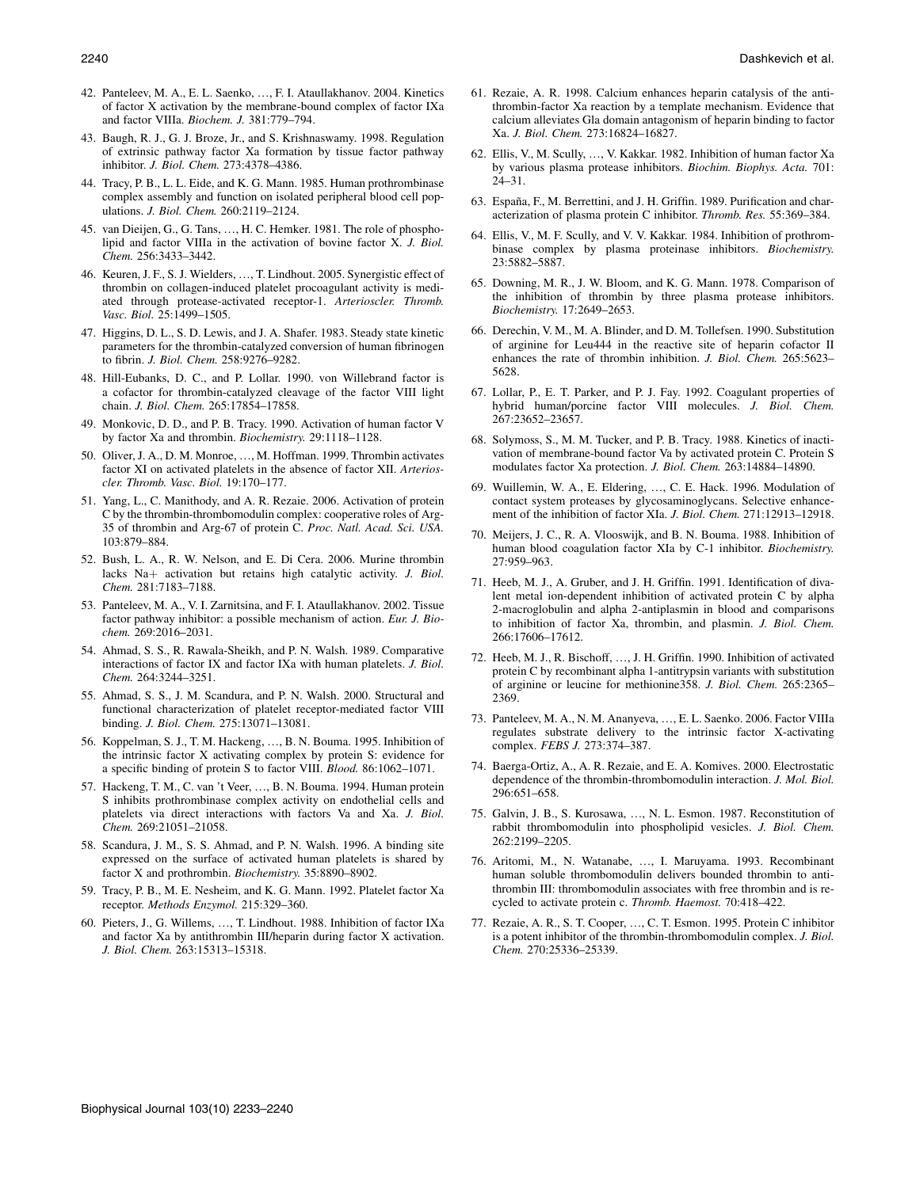42. Panteleev, M. A., E. L. Saenko, …, F. I. Ataullakhanov. 2004. Kinetics of factor X activation by the membrane-bound complex of factor IXa and factor VIIIa. *Biochem. J.* 381:779–794.

43. Baugh, R. J., G. J. Broze, Jr., and S. Krishnaswamy. 1998. Regulation of extrinsic pathway factor Xa formation by tissue factor pathway inhibitor. *J. Biol. Chem.* 273:4378–4386.

44. Tracy, P. B., L. L. Eide, and K. G. Mann. 1985. Human prothrombinase complex assembly and function on isolated peripheral blood cell populations. *J. Biol. Chem.* 260:2119–2124.

45. van Dieijen, G., G. Tans, …, H. C. Hemker. 1981. The role of phospholipid and factor VIIIa in the activation of bovine factor X. *J. Biol. Chem.* 256:3433–3442.

46. Keuren, J. F., S. J. Wielders, …, T. Lindhout. 2005. Synergistic effect of thrombin on collagen-induced platelet procoagulant activity is mediated through protease-activated receptor-1. *Arterioscler. Thromb. Vasc. Biol.* 25:1499–1505.

47. Higgins, D. L., S. D. Lewis, and J. A. Shafer. 1983. Steady state kinetic parameters for the thrombin-catalyzed conversion of human fibrinogen to fibrin. *J. Biol. Chem.* 258:9276–9282.

48. Hill-Eubanks, D. C., and P. Lollar. 1990. von Willebrand factor is a cofactor for thrombin-catalyzed cleavage of the factor VIII light chain. *J. Biol. Chem.* 265:17854–17858.

49. Monkovic, D. D., and P. B. Tracy. 1990. Activation of human factor V by factor Xa and thrombin. *Biochemistry.* 29:1118–1128.

50. Oliver, J. A., D. M. Monroe, …, M. Hoffman. 1999. Thrombin activates factor XI on activated platelets in the absence of factor XII. *Arterioscler. Thromb. Vasc. Biol.* 19:170–177.

51. Yang, L., C. Manithody, and A. R. Rezaie. 2006. Activation of protein C by the thrombin-thrombomodulin complex: cooperative roles of Arg-35 of thrombin and Arg-67 of protein C. *Proc. Natl. Acad. Sci. USA.* 103:879–884.

52. Bush, L. A., R. W. Nelson, and E. Di Cera. 2006. Murine thrombin lacks Na+ activation but retains high catalytic activity. *J. Biol. Chem.* 281:7183–7188.

53. Panteleev, M. A., V. I. Zarnitsina, and F. I. Ataullakhanov. 2002. Tissue factor pathway inhibitor: a possible mechanism of action. *Eur. J. Biochem.* 269:2016–2031.

54. Ahmad, S. S., R. Rawala-Sheikh, and P. N. Walsh. 1989. Comparative interactions of factor IX and factor IXa with human platelets. *J. Biol. Chem.* 264:3244–3251.

55. Ahmad, S. S., J. M. Scandura, and P. N. Walsh. 2000. Structural and functional characterization of platelet receptor-mediated factor VIII binding. *J. Biol. Chem.* 275:13071–13081.

56. Koppelman, S. J., T. M. Hackeng, …, B. N. Bouma. 1995. Inhibition of the intrinsic factor X activating complex by protein S: evidence for a specific binding of protein S to factor VIII. *Blood.* 86:1062–1071.

57. Hackeng, T. M., C. van 't Veer, …, B. N. Bouma. 1994. Human protein S inhibits prothrombinase complex activity on endothelial cells and platelets via direct interactions with factors Va and Xa. *J. Biol. Chem.* 269:21051–21058.

58. Scandura, J. M., S. S. Ahmad, and P. N. Walsh. 1996. A binding site expressed on the surface of activated human platelets is shared by factor X and prothrombin. *Biochemistry.* 35:8890–8902.

59. Tracy, P. B., M. E. Nesheim, and K. G. Mann. 1992. Platelet factor Xa receptor. *Methods Enzymol.* 215:329–360.

60. Pieters, J., G. Willems, …, T. Lindhout. 1988. Inhibition of factor IXa and factor Xa by antithrombin III/heparin during factor X activation. *J. Biol. Chem.* 263:15313–15318.

61. Rezaie, A. R. 1998. Calcium enhances heparin catalysis of the antithrombin-factor Xa reaction by a template mechanism. Evidence that calcium alleviates Gla domain antagonism of heparin binding to factor Xa. *J. Biol. Chem.* 273:16824–16827.

62. Ellis, V., M. Scully, …, V. Kakkar. 1982. Inhibition of human factor Xa by various plasma protease inhibitors. *Biochim. Biophys. Acta.* 701: 24–31.

63. España, F., M. Berrettini, and J. H. Griffin. 1989. Purification and characterization of plasma protein C inhibitor. *Thromb. Res.* 55:369–384.

64. Ellis, V., M. F. Scully, and V. V. Kakkar. 1984. Inhibition of prothrombinase complex by plasma proteinase inhibitors. *Biochemistry.* 23:5882–5887.

65. Downing, M. R., J. W. Bloom, and K. G. Mann. 1978. Comparison of the inhibition of thrombin by three plasma protease inhibitors. *Biochemistry.* 17:2649–2653.

66. Derechin, V. M., M. A. Blinder, and D. M. Tollefsen. 1990. Substitution of arginine for Leu444 in the reactive site of heparin cofactor II enhances the rate of thrombin inhibition. *J. Biol. Chem.* 265:5623–5628.

67. Lollar, P., E. T. Parker, and P. J. Fay. 1992. Coagulant properties of hybrid human/porcine factor VIII molecules. *J. Biol. Chem.* 267:23652–23657.

68. Solymoss, S., M. M. Tucker, and P. B. Tracy. 1988. Kinetics of inactivation of membrane-bound factor Va by activated protein C. Protein S modulates factor Xa protection. *J. Biol. Chem.* 263:14884–14890.

69. Wuillemin, W. A., E. Eldering, …, C. E. Hack. 1996. Modulation of contact system proteases by glycosaminoglycans. Selective enhancement of the inhibition of factor XIa. *J. Biol. Chem.* 271:12913–12918.

70. Meijers, J. C., R. A. Vlooswijk, and B. N. Bouma. 1988. Inhibition of human blood coagulation factor XIa by C-1 inhibitor. *Biochemistry.* 27:959–963.

71. Heeb, M. J., A. Gruber, and J. H. Griffin. 1991. Identification of divalent metal ion-dependent inhibition of activated protein C by alpha 2-macroglobulin and alpha 2-antiplasmin in blood and comparisons to inhibition of factor Xa, thrombin, and plasmin. *J. Biol. Chem.* 266:17606–17612.

72. Heeb, M. J., R. Bischoff, …, J. H. Griffin. 1990. Inhibition of activated protein C by recombinant alpha 1-antitrypsin variants with substitution of arginine or leucine for methionine358. *J. Biol. Chem.* 265:2365–2369.

73. Panteleev, M. A., N. M. Ananyeva, …, E. L. Saenko. 2006. Factor VIIIa regulates substrate delivery to the intrinsic factor X-activating complex. *FEBS J.* 273:374–387.

74. Baerga-Ortiz, A., A. R. Rezaie, and E. A. Komives. 2000. Electrostatic dependence of the thrombin-thrombomodulin interaction. *J. Mol. Biol.* 296:651–658.

75. Galvin, J. B., S. Kurosawa, …, N. L. Esmon. 1987. Reconstitution of rabbit thrombomodulin into phospholipid vesicles. *J. Biol. Chem.* 262:2199–2205.

76. Aritomi, M., N. Watanabe, …, I. Maruyama. 1993. Recombinant human soluble thrombomodulin delivers bounded thrombin to antithrombin III: thrombomodulin associates with free thrombin and is recycled to activate protein c. *Thromb. Haemost.* 70:418–422.

77. Rezaie, A. R., S. T. Cooper, …, C. T. Esmon. 1995. Protein C inhibitor is a potent inhibitor of the thrombin-thrombomodulin complex. *J. Biol. Chem.* 270:25336–25339.